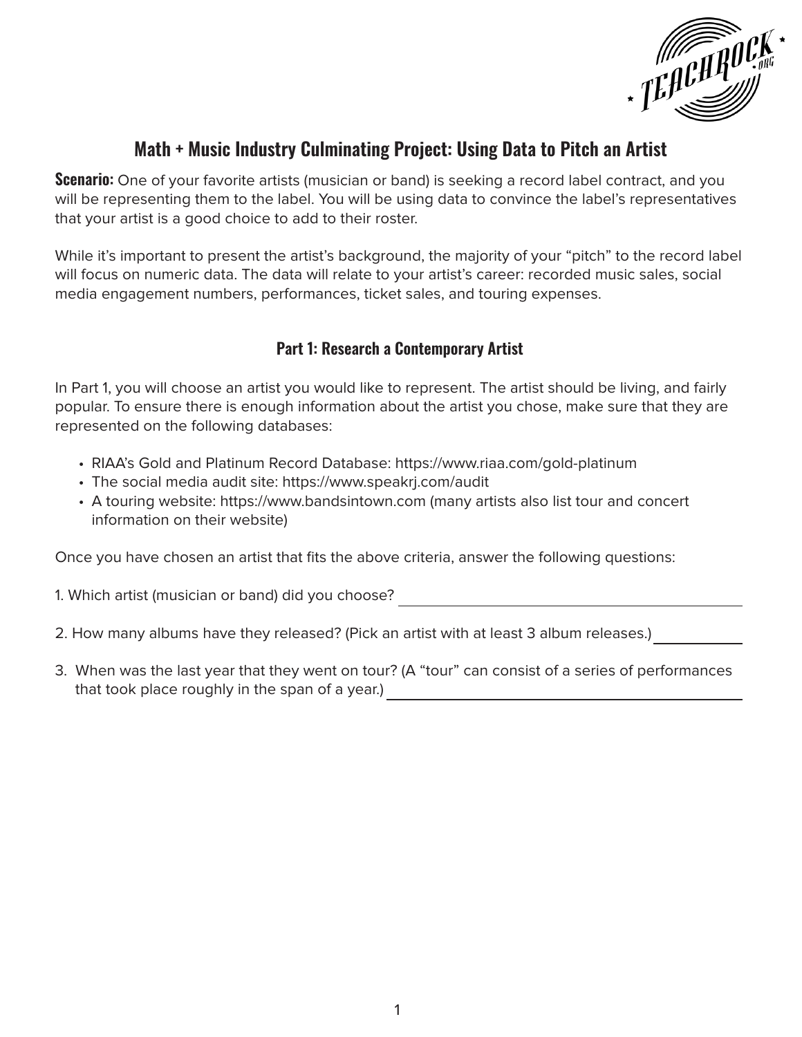# Math + Music Industry Culminating Project: Using Data to Pitch an Artist

**Scenario:** One of your favorite artists (musician or band) is seeking a record label contract, and you will be representing them to the label. You will be using data to convince the label's representatives that your artist is a good choice to add to their roster.

While it's important to present the artist's background, the majority of your "pitch" to the record label will focus on numeric data. The data will relate to your artist's career: recorded music sales, social media engagement numbers, performances, ticket sales, and touring expenses.

## Part 1: Research a Contemporary Artist

In Part 1, you will choose an artist you would like to represent. The artist should be living, and fairly popular. To ensure there is enough information about the artist you chose, make sure that they are represented on the following databases:

- RIAA's Gold and Platinum Record Database: https://www.riaa.com/gold-platinum
- The social media audit site: https://www.speakrj.com/audit
- A touring website: https://www.bandsintown.com (many artists also list tour and concert information on their website)

Once you have chosen an artist that fits the above criteria, answer the following questions:

1. Which artist (musician or band) did you choose? ______________________________

2. How many albums have they released? (Pick an artist with at least 3 album releases.) __________

3. When was the last year that they went on tour? (A "tour" can consist of a series of performances that took place roughly in the span of a year.) ______________________________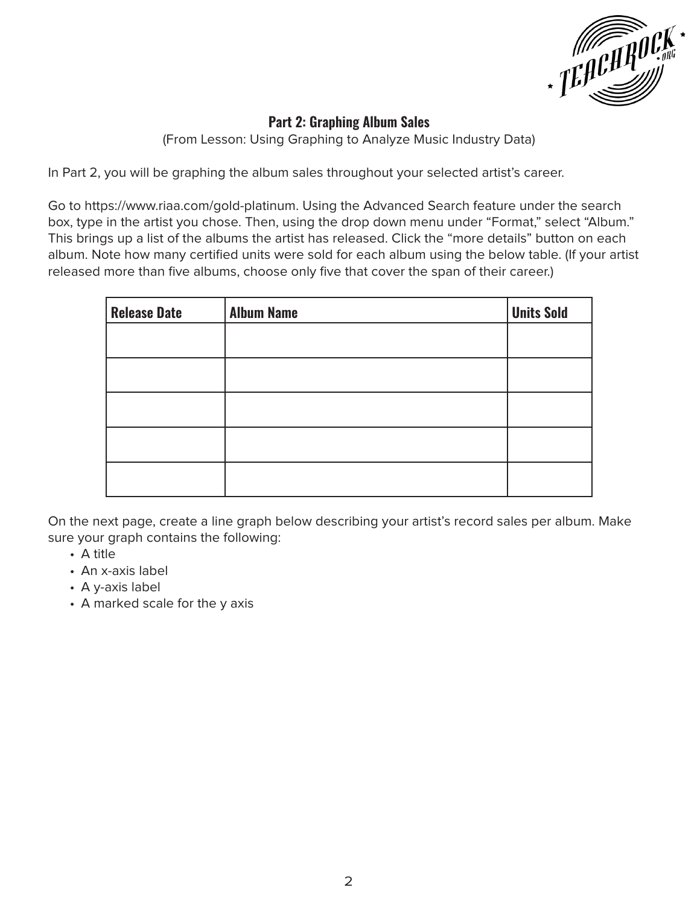## Part 2: Graphing Album Sales

(From Lesson: Using Graphing to Analyze Music Industry Data)

In Part 2, you will be graphing the album sales throughout your selected artist's career.

Go to https://www.riaa.com/gold-platinum. Using the Advanced Search feature under the search box, type in the artist you chose. Then, using the drop down menu under "Format," select "Album." This brings up a list of the albums the artist has released. Click the "more details" button on each album. Note how many certified units were sold for each album using the below table. (If your artist released more than five albums, choose only five that cover the span of their career.)

| Release Date | Album Name | Units Sold |
|---|---|---|
| | | |
| | | |
| | | |
| | | |
| | | |

On the next page, create a line graph below describing your artist's record sales per album. Make sure your graph contains the following:

- A title
- An x-axis label
- A y-axis label
- A marked scale for the y axis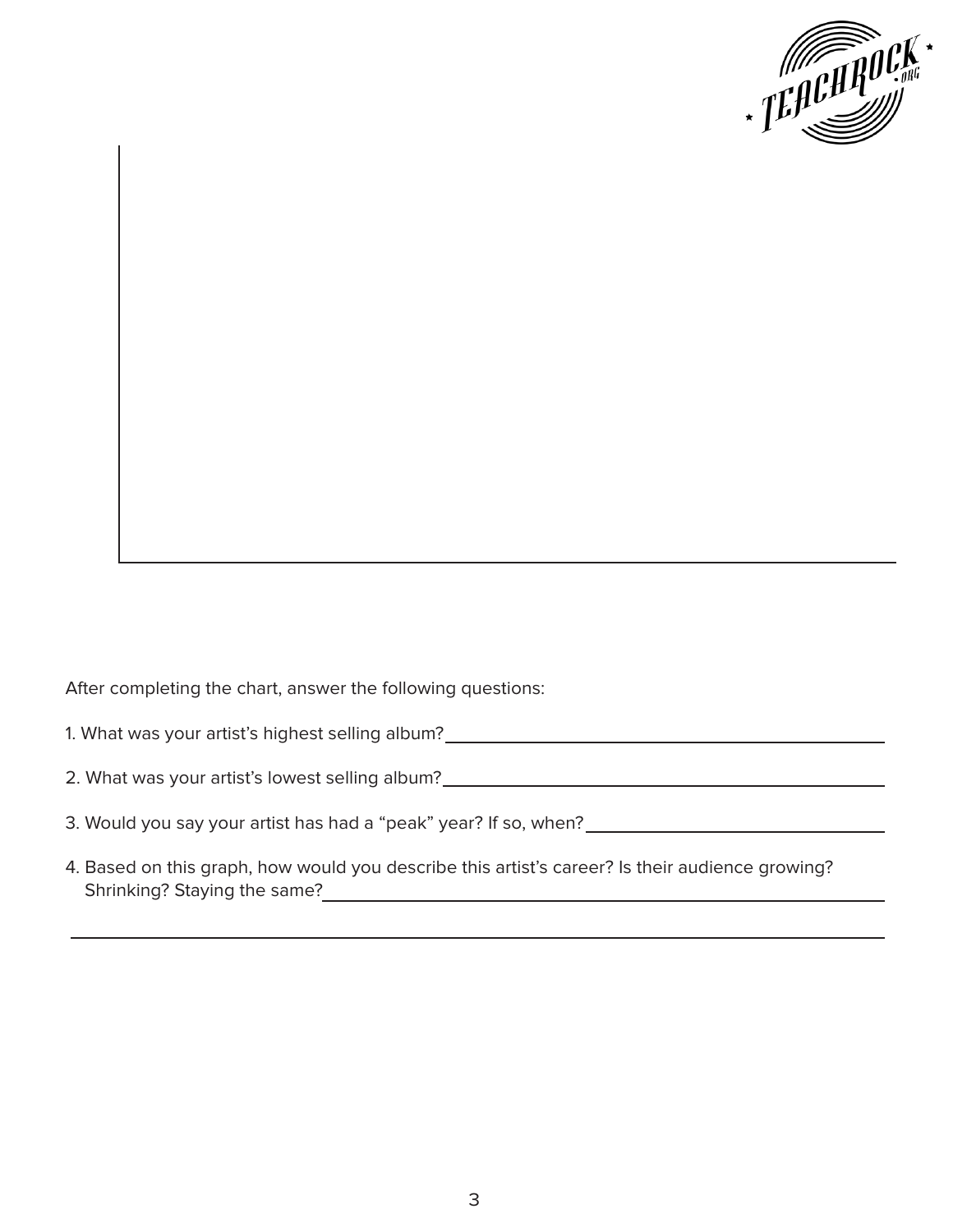After completing the chart, answer the following questions:

1. What was your artist's highest selling album?\_\_\_\_\_\_\_\_\_\_\_\_\_\_\_\_\_\_\_\_\_\_\_\_\_\_\_\_\_\_\_\_\_\_\_\_

2. What was your artist's lowest selling album?\_\_\_\_\_\_\_\_\_\_\_\_\_\_\_\_\_\_\_\_\_\_\_\_\_\_\_\_\_\_\_\_\_\_\_\_

3. Would you say your artist has had a "peak" year? If so, when?\_\_\_\_\_\_\_\_\_\_\_\_\_\_\_\_\_\_\_\_\_\_\_\_

4. Based on this graph, how would you describe this artist's career? Is their audience growing? Shrinking? Staying the same?\_\_\_\_\_\_\_\_\_\_\_\_\_\_\_\_\_\_\_\_\_\_\_\_\_\_\_\_\_\_\_\_\_\_\_\_\_\_\_\_\_\_\_\_

\_\_\_\_\_\_\_\_\_\_\_\_\_\_\_\_\_\_\_\_\_\_\_\_\_\_\_\_\_\_\_\_\_\_\_\_\_\_\_\_\_\_\_\_\_\_\_\_\_\_\_\_\_\_\_\_\_\_\_\_\_\_\_\_\_\_\_\_\_\_\_\_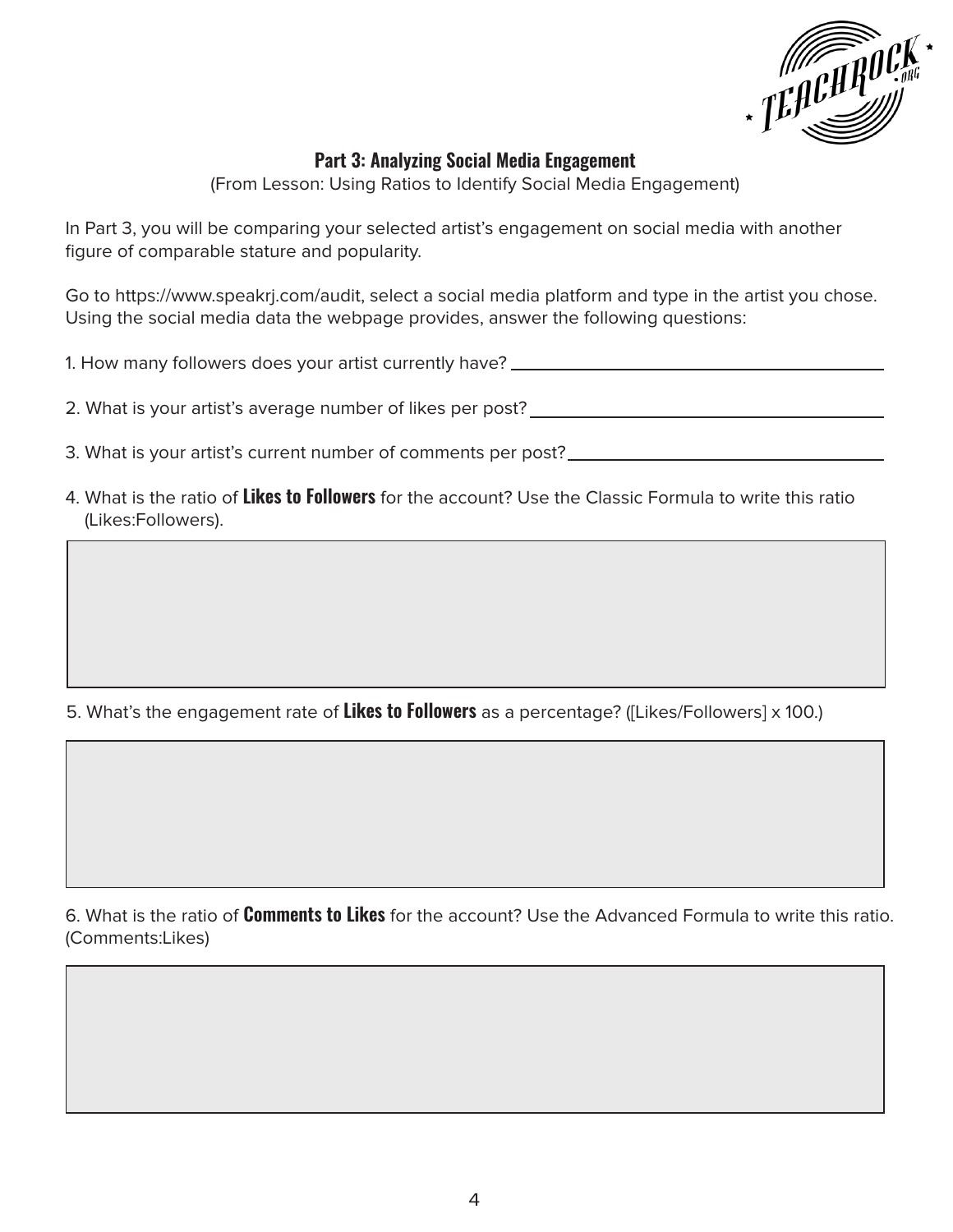## Part 3: Analyzing Social Media Engagement

(From Lesson: Using Ratios to Identify Social Media Engagement)

In Part 3, you will be comparing your selected artist's engagement on social media with another figure of comparable stature and popularity.

Go to https://www.speakrj.com/audit, select a social media platform and type in the artist you chose. Using the social media data the webpage provides, answer the following questions:

1. How many followers does your artist currently have? ______________________________

2. What is your artist's average number of likes per post? ______________________________

3. What is your artist's current number of comments per post? ______________________________

4. What is the ratio of **Likes to Followers** for the account? Use the Classic Formula to write this ratio (Likes:Followers).

5. What's the engagement rate of **Likes to Followers** as a percentage? ([Likes/Followers] x 100.)

6. What is the ratio of **Comments to Likes** for the account? Use the Advanced Formula to write this ratio. (Comments:Likes)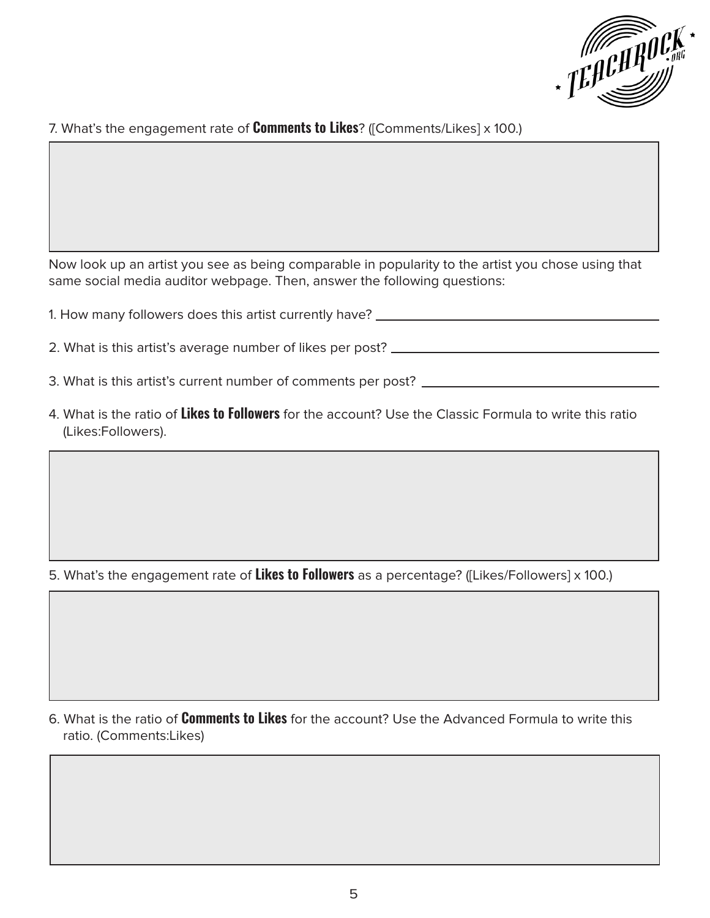7. What's the engagement rate of **Comments to Likes**? ([Comments/Likes] x 100.)

Now look up an artist you see as being comparable in popularity to the artist you chose using that same social media auditor webpage. Then, answer the following questions:

1. How many followers does this artist currently have? ______________________

2. What is this artist's average number of likes per post? ______________________

3. What is this artist's current number of comments per post? ______________________

4. What is the ratio of **Likes to Followers** for the account? Use the Classic Formula to write this ratio (Likes:Followers).

5. What's the engagement rate of **Likes to Followers** as a percentage? ([Likes/Followers] x 100.)

6. What is the ratio of **Comments to Likes** for the account? Use the Advanced Formula to write this ratio. (Comments:Likes)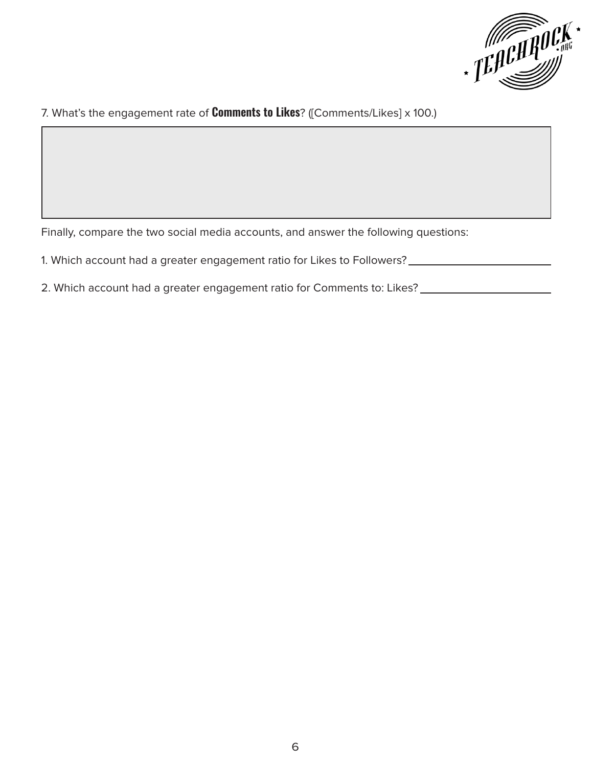7. What's the engagement rate of **Comments to Likes**? ([Comments/Likes] x 100.)

Finally, compare the two social media accounts, and answer the following questions:

1. Which account had a greater engagement ratio for Likes to Followers? ____________________

2. Which account had a greater engagement ratio for Comments to: Likes? ____________________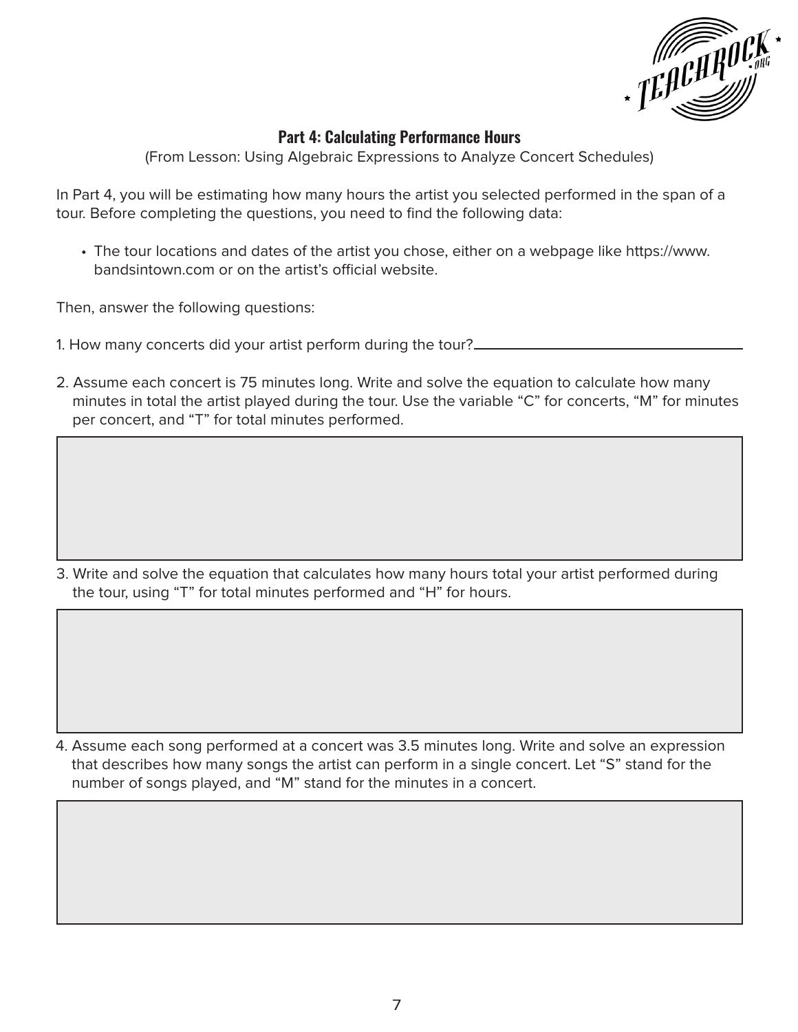## Part 4: Calculating Performance Hours

(From Lesson: Using Algebraic Expressions to Analyze Concert Schedules)

In Part 4, you will be estimating how many hours the artist you selected performed in the span of a tour. Before completing the questions, you need to find the following data:

- The tour locations and dates of the artist you chose, either on a webpage like https://www.bandsintown.com or on the artist's official website.

Then, answer the following questions:

1. How many concerts did your artist perform during the tour? \_\_\_\_\_\_\_\_\_\_\_\_\_\_\_\_\_\_\_\_\_\_\_\_\_\_\_\_

2. Assume each concert is 75 minutes long. Write and solve the equation to calculate how many minutes in total the artist played during the tour. Use the variable "C" for concerts, "M" for minutes per concert, and "T" for total minutes performed.

3. Write and solve the equation that calculates how many hours total your artist performed during the tour, using "T" for total minutes performed and "H" for hours.

4. Assume each song performed at a concert was 3.5 minutes long. Write and solve an expression that describes how many songs the artist can perform in a single concert. Let "S" stand for the number of songs played, and "M" stand for the minutes in a concert.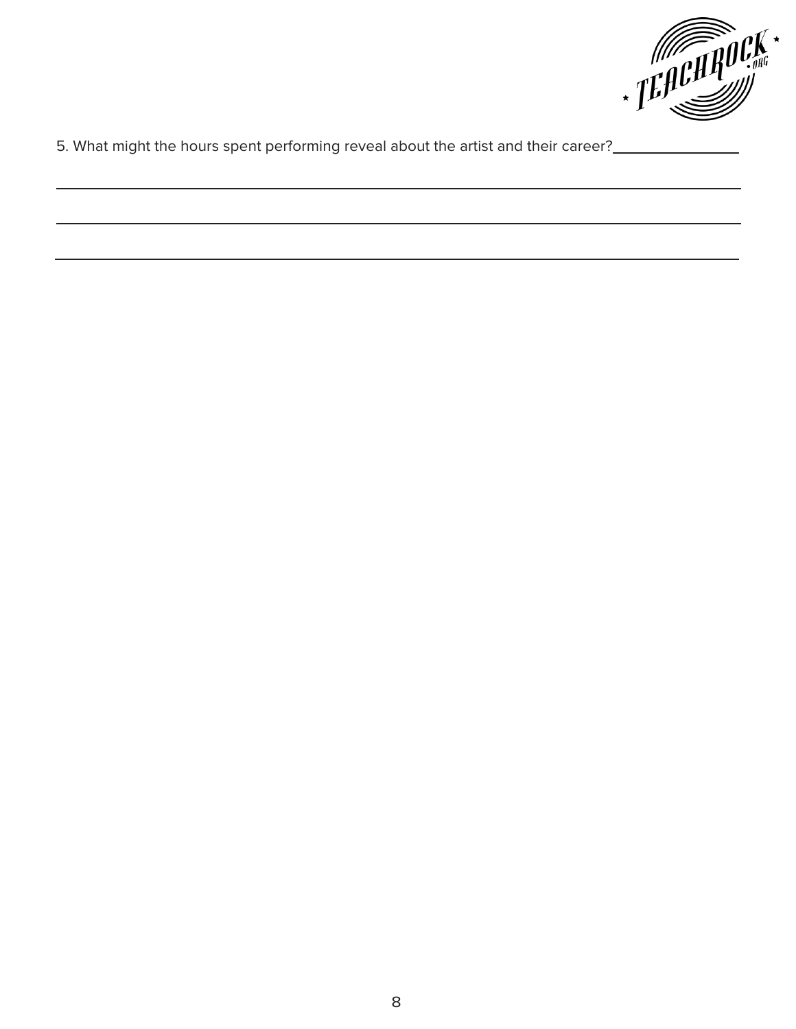5. What might the hours spent performing reveal about the artist and their career? ______________

______________________________________________________________________________

______________________________________________________________________________

______________________________________________________________________________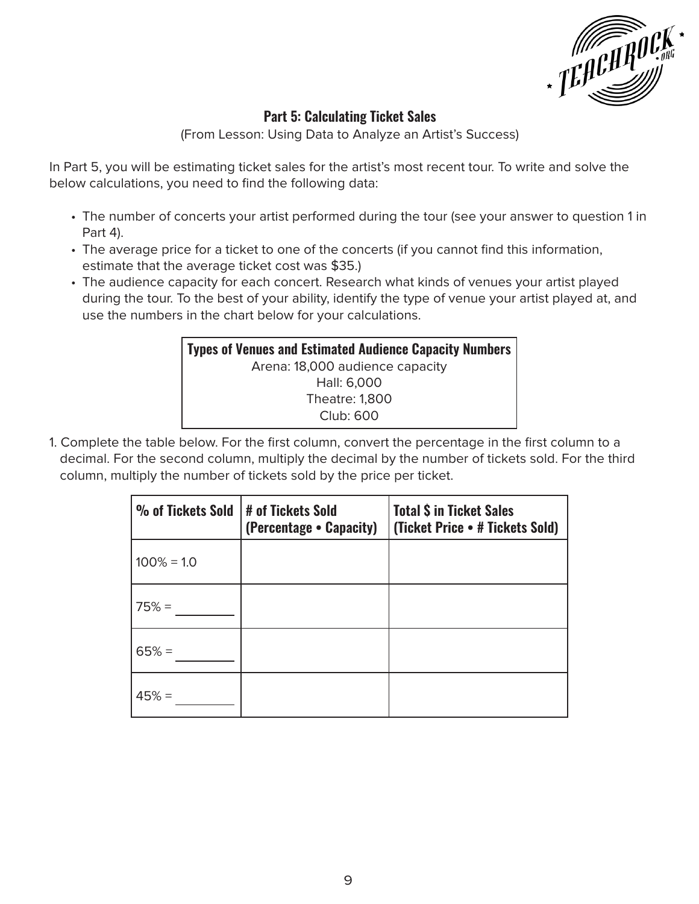## Part 5: Calculating Ticket Sales

(From Lesson: Using Data to Analyze an Artist's Success)

In Part 5, you will be estimating ticket sales for the artist's most recent tour. To write and solve the below calculations, you need to find the following data:

- The number of concerts your artist performed during the tour (see your answer to question 1 in Part 4).
- The average price for a ticket to one of the concerts (if you cannot find this information, estimate that the average ticket cost was $35.)
- The audience capacity for each concert. Research what kinds of venues your artist played during the tour. To the best of your ability, identify the type of venue your artist played at, and use the numbers in the chart below for your calculations.

| Types of Venues and Estimated Audience Capacity Numbers |
|---|
| Arena: 18,000 audience capacity |
| Hall: 6,000 |
| Theatre: 1,800 |
| Club: 600 |

1. Complete the table below. For the first column, convert the percentage in the first column to a decimal. For the second column, multiply the decimal by the number of tickets sold. For the third column, multiply the number of tickets sold by the price per ticket.

| % of Tickets Sold | # of Tickets Sold (Percentage • Capacity) | Total $ in Ticket Sales (Ticket Price • # Tickets Sold) |
|---|---|---|
| 100% = 1.0 | | |
| 75% = ________ | | |
| 65% = ________ | | |
| 45% = ________ | | |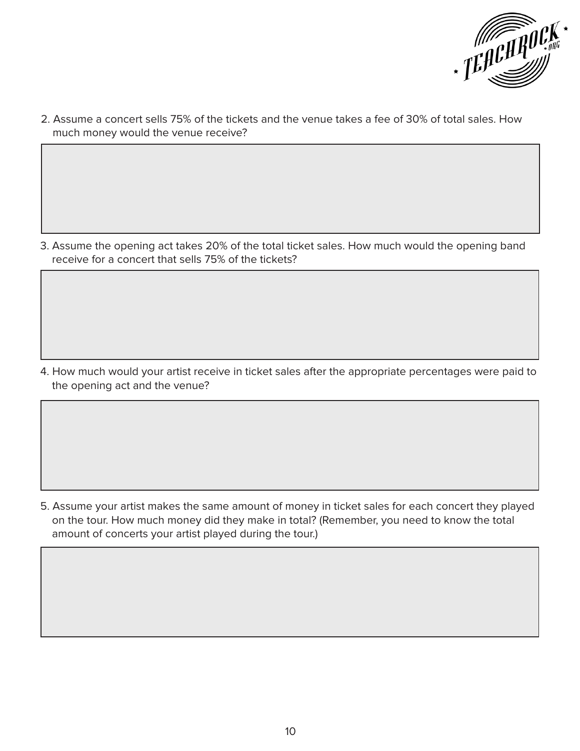2. Assume a concert sells 75% of the tickets and the venue takes a fee of 30% of total sales. How much money would the venue receive?

3. Assume the opening act takes 20% of the total ticket sales. How much would the opening band receive for a concert that sells 75% of the tickets?

4. How much would your artist receive in ticket sales after the appropriate percentages were paid to the opening act and the venue?

5. Assume your artist makes the same amount of money in ticket sales for each concert they played on the tour. How much money did they make in total? (Remember, you need to know the total amount of concerts your artist played during the tour.)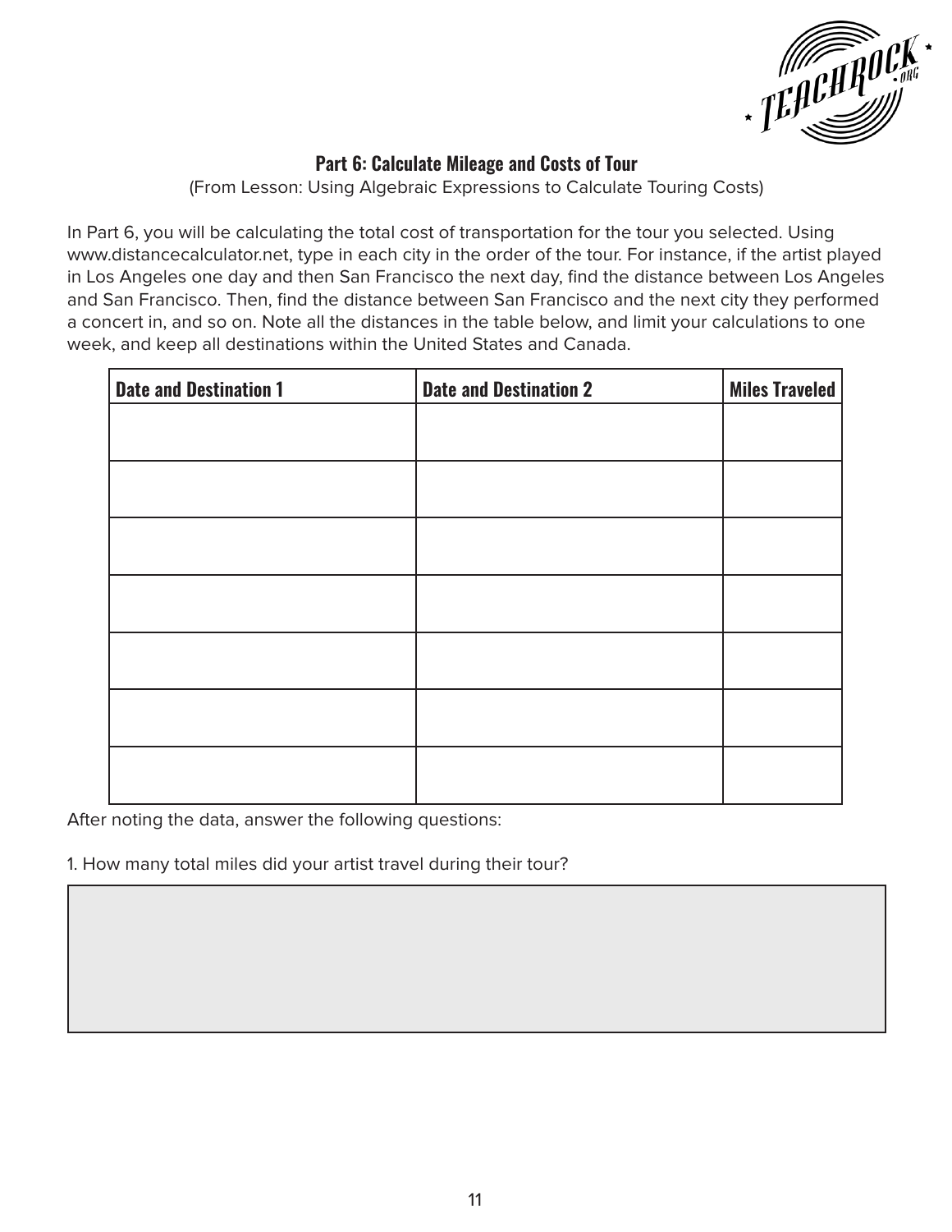### Part 6: Calculate Mileage and Costs of Tour

(From Lesson: Using Algebraic Expressions to Calculate Touring Costs)

In Part 6, you will be calculating the total cost of transportation for the tour you selected. Using www.distancecalculator.net, type in each city in the order of the tour. For instance, if the artist played in Los Angeles one day and then San Francisco the next day, find the distance between Los Angeles and San Francisco. Then, find the distance between San Francisco and the next city they performed a concert in, and so on. Note all the distances in the table below, and limit your calculations to one week, and keep all destinations within the United States and Canada.

| Date and Destination 1 | Date and Destination 2 | Miles Traveled |
|---|---|---|
| | | |
| | | |
| | | |
| | | |
| | | |
| | | |
| | | |

After noting the data, answer the following questions:

1. How many total miles did your artist travel during their tour?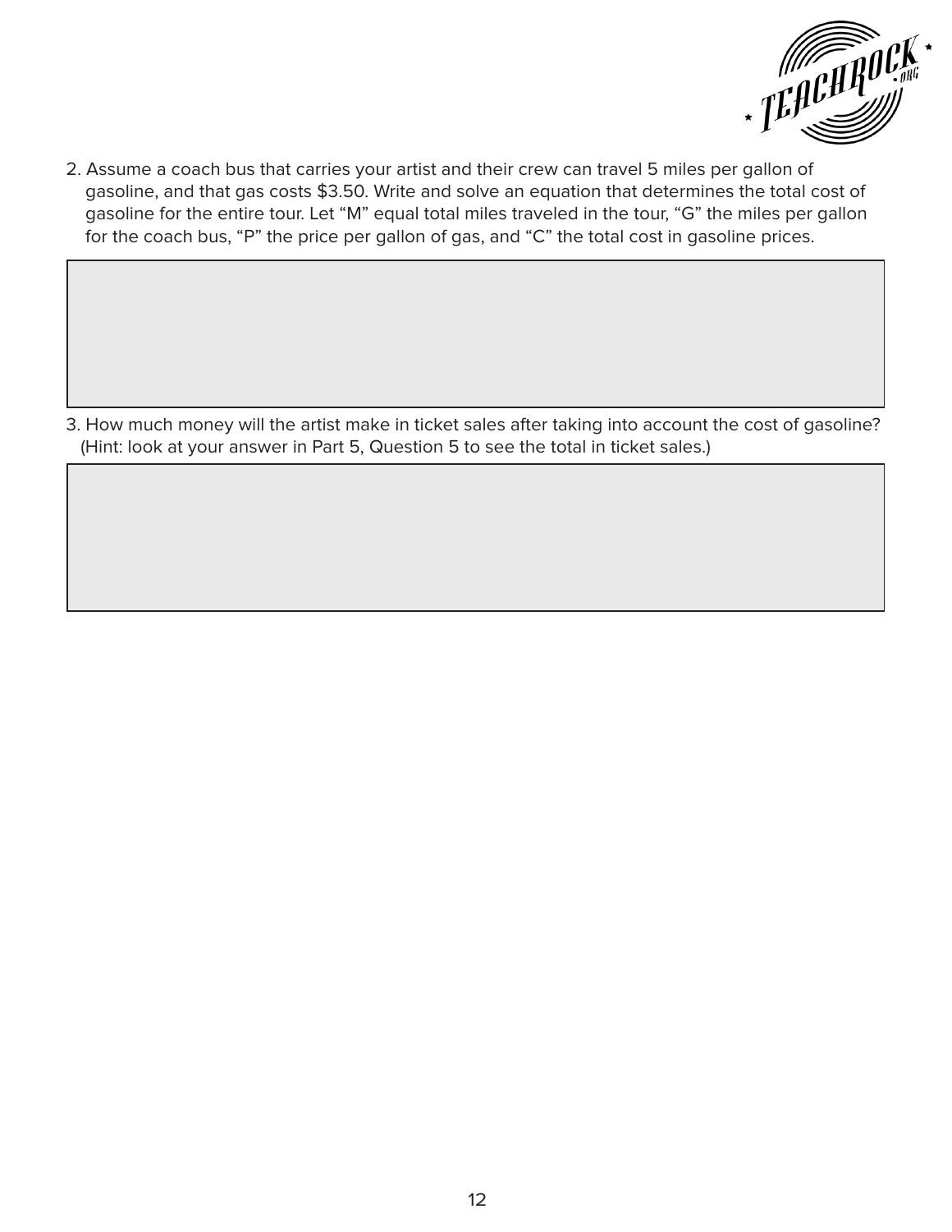2. Assume a coach bus that carries your artist and their crew can travel 5 miles per gallon of gasoline, and that gas costs $3.50. Write and solve an equation that determines the total cost of gasoline for the entire tour. Let "M" equal total miles traveled in the tour, "G" the miles per gallon for the coach bus, "P" the price per gallon of gas, and "C" the total cost in gasoline prices.

3. How much money will the artist make in ticket sales after taking into account the cost of gasoline? (Hint: look at your answer in Part 5, Question 5 to see the total in ticket sales.)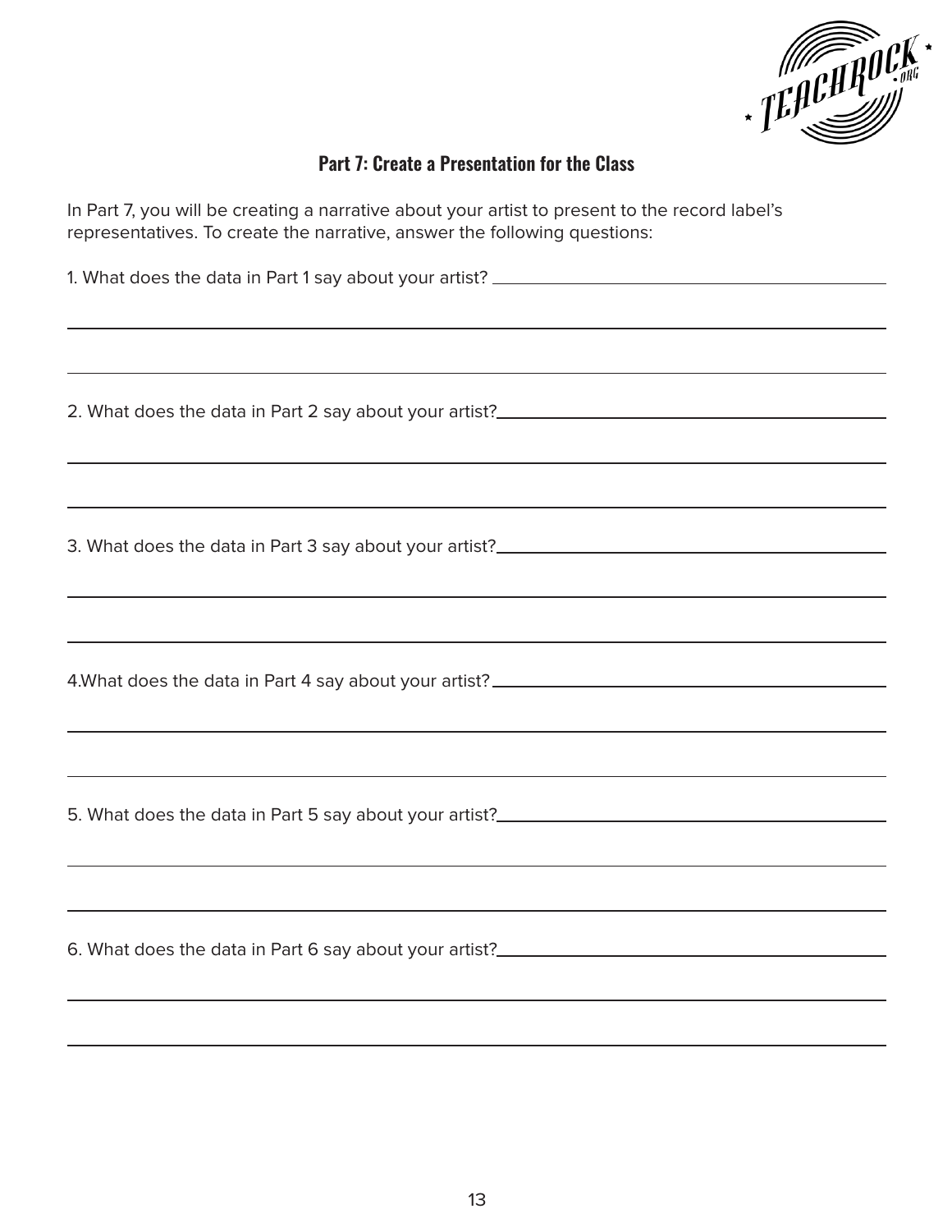## Part 7: Create a Presentation for the Class

In Part 7, you will be creating a narrative about your artist to present to the record label's representatives. To create the narrative, answer the following questions:

1. What does the data in Part 1 say about your artist?

2. What does the data in Part 2 say about your artist?

3. What does the data in Part 3 say about your artist?

4. What does the data in Part 4 say about your artist?

5. What does the data in Part 5 say about your artist?

6. What does the data in Part 6 say about your artist?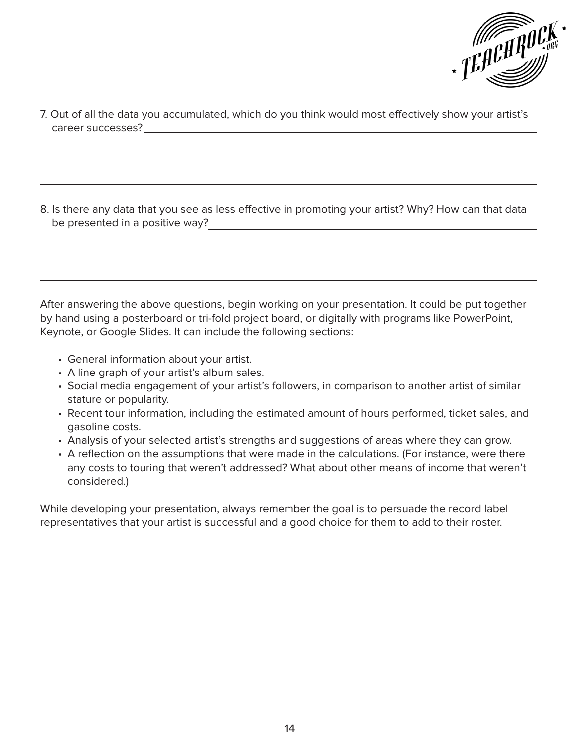7. Out of all the data you accumulated, which do you think would most effectively show your artist's career successes? \_\_\_\_\_\_\_\_\_\_\_\_\_\_\_\_\_\_\_\_\_\_\_\_\_\_\_\_\_\_\_\_\_\_\_\_\_\_\_\_\_\_\_\_\_\_\_\_\_\_\_\_\_\_\_\_

\_\_\_\_\_\_\_\_\_\_\_\_\_\_\_\_\_\_\_\_\_\_\_\_\_\_\_\_\_\_\_\_\_\_\_\_\_\_\_\_\_\_\_\_\_\_\_\_\_\_\_\_\_\_\_\_\_\_\_\_\_\_\_\_\_\_\_\_\_\_\_\_\_\_\_\_\_\_

\_\_\_\_\_\_\_\_\_\_\_\_\_\_\_\_\_\_\_\_\_\_\_\_\_\_\_\_\_\_\_\_\_\_\_\_\_\_\_\_\_\_\_\_\_\_\_\_\_\_\_\_\_\_\_\_\_\_\_\_\_\_\_\_\_\_\_\_\_\_\_\_\_\_\_\_\_\_

8. Is there any data that you see as less effective in promoting your artist? Why? How can that data be presented in a positive way? \_\_\_\_\_\_\_\_\_\_\_\_\_\_\_\_\_\_\_\_\_\_\_\_\_\_\_\_\_\_\_\_\_\_\_\_\_\_\_\_\_\_\_\_\_\_\_\_\_\_\_\_\_\_\_\_

\_\_\_\_\_\_\_\_\_\_\_\_\_\_\_\_\_\_\_\_\_\_\_\_\_\_\_\_\_\_\_\_\_\_\_\_\_\_\_\_\_\_\_\_\_\_\_\_\_\_\_\_\_\_\_\_\_\_\_\_\_\_\_\_\_\_\_\_\_\_\_\_\_\_\_\_\_\_

\_\_\_\_\_\_\_\_\_\_\_\_\_\_\_\_\_\_\_\_\_\_\_\_\_\_\_\_\_\_\_\_\_\_\_\_\_\_\_\_\_\_\_\_\_\_\_\_\_\_\_\_\_\_\_\_\_\_\_\_\_\_\_\_\_\_\_\_\_\_\_\_\_\_\_\_\_\_

After answering the above questions, begin working on your presentation. It could be put together by hand using a posterboard or tri-fold project board, or digitally with programs like PowerPoint, Keynote, or Google Slides. It can include the following sections:

- General information about your artist.
- A line graph of your artist's album sales.
- Social media engagement of your artist's followers, in comparison to another artist of similar stature or popularity.
- Recent tour information, including the estimated amount of hours performed, ticket sales, and gasoline costs.
- Analysis of your selected artist's strengths and suggestions of areas where they can grow.
- A reflection on the assumptions that were made in the calculations. (For instance, were there any costs to touring that weren't addressed? What about other means of income that weren't considered.)

While developing your presentation, always remember the goal is to persuade the record label representatives that your artist is successful and a good choice for them to add to their roster.